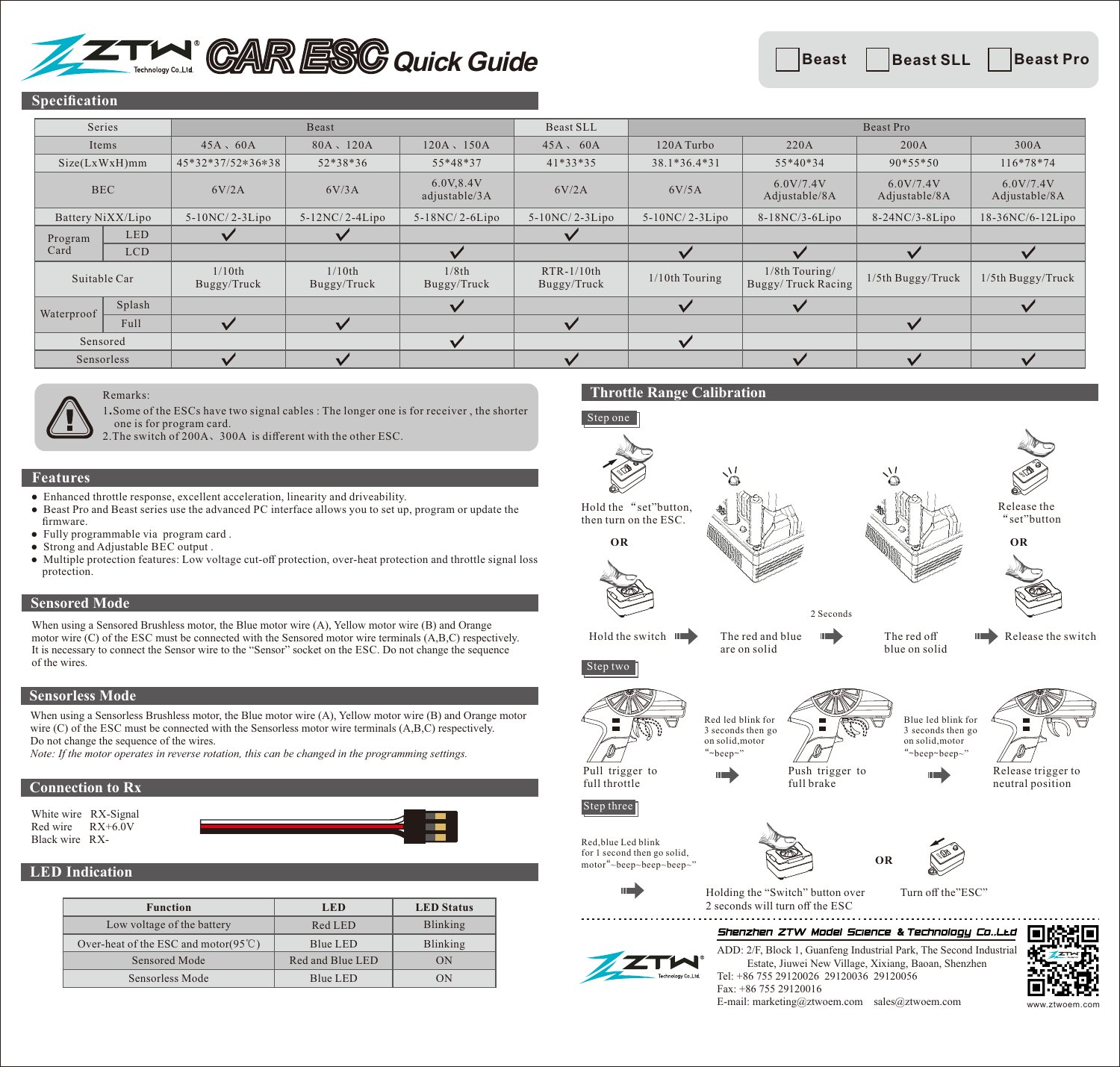# ZTW CAR ESC Quick Guide

☐ Beast ☐ Beast SLL ☐ Beast Pro

## Specification

| Series | | Beast | | | Beast SLL | Beast Pro | | | |
|---|---|---|---|---|---|---|---|---|---|
| Items | | 45A、60A | 80A、120A | 120A、150A | 45A、60A | 120A Turbo | 220A | 200A | 300A |
| Size(LxWxH)mm | | 45*32*37/52*36*38 | 52*38*36 | 55*48*37 | 41*33*35 | 38.1*36.4*31 | 55*40*34 | 90*55*50 | 116*78*74 |
| BEC | | 6V/2A | 6V/3A | 6.0V,8.4V adjustable/3A | 6V/2A | 6V/5A | 6.0V/7.4V Adjustable/8A | 6.0V/7.4V Adjustable/8A | 6.0V/7.4V Adjustable/8A |
| Battery NiXX/Lipo | | 5-10NC/ 2-3Lipo | 5-12NC/ 2-4Lipo | 5-18NC/ 2-6Lipo | 5-10NC/ 2-3Lipo | 5-10NC/ 2-3Lipo | 8-18NC/3-6Lipo | 8-24NC/3-8Lipo | 18-36NC/6-12Lipo |
| Program Card | LED | ✓ | ✓ | | ✓ | | | | |
| | LCD | | | ✓ | | ✓ | ✓ | ✓ | ✓ |
| Suitable Car | | 1/10th Buggy/Truck | 1/10th Buggy/Truck | 1/8th Buggy/Truck | RTR-1/10th Buggy/Truck | 1/10th Touring | 1/8th Touring/ Buggy/ Truck Racing | 1/5th Buggy/Truck | 1/5th Buggy/Truck |
| Waterproof | Splash | | | ✓ | | ✓ | ✓ | | ✓ |
| | Full | ✓ | ✓ | | ✓ | | | ✓ | |
| Sensored | | | | ✓ | | ✓ | | | |
| Sensorless | | ✓ | ✓ | | ✓ | | ✓ | ✓ | ✓ |

Remarks:
1. Some of the ESCs have two signal cables : The longer one is for receiver , the shorter one is for program card.
2. The switch of 200A、300A is different with the other ESC.

## Features

- Enhanced throttle response, excellent acceleration, linearity and driveability.
- Beast Pro and Beast series use the advanced PC interface allows you to set up, program or update the firmware.
- Fully programmable via program card .
- Strong and Adjustable BEC output .
- Multiple protection features: Low voltage cut-off protection, over-heat protection and throttle signal loss protection.

## Sensored Mode

When using a Sensored Brushless motor, the Blue motor wire (A), Yellow motor wire (B) and Orange motor wire (C) of the ESC must be connected with the Sensored motor wire terminals (A,B,C) respectively. It is necessary to connect the Sensor wire to the "Sensor" socket on the ESC. Do not change the sequence of the wires.

## Sensorless Mode

When using a Sensorless Brushless motor, the Blue motor wire (A), Yellow motor wire (B) and Orange motor wire (C) of the ESC must be connected with the Sensorless motor wire terminals (A,B,C) respectively. Do not change the sequence of the wires.

*Note: If the motor operates in reverse rotation, this can be changed in the programming settings.*

## Connection to Rx

White wire RX-Signal
Red wire RX+6.0V
Black wire RX-

## LED Indication

| Function | LED | LED Status |
|---|---|---|
| Low voltage of the battery | Red LED | Blinking |
| Over-heat of the ESC and motor(95℃) | Blue LED | Blinking |
| Sensored Mode | Red and Blue LED | ON |
| Sensorless Mode | Blue LED | ON |

## Throttle Range Calibration

### Step one

Hold the "set"button, then turn on the ESC.

OR

Hold the switch → The red and blue are on solid → 2 Seconds → The red off blue on solid → Release the "set"button

OR

Release the switch

### Step two

Pull trigger to full throttle → Red led blink for 3 seconds then go on solid,motor "~beep~" → Push trigger to full brake → Blue led blink for 3 seconds then go on solid,motor "~beep~beep~" → Release trigger to neutral position

### Step three

Red,blue Led blink for 1 second then go solid, motor"~beep~beep~beep~" →

Holding the "Switch" button over 2 seconds will turn off the ESC

OR

Turn off the"ESC"

---

**Shenzhen ZTW Model Science & Technology Co.,Ltd**

ADD: 2/F, Block 1, Guanfeng Industrial Park, The Second Industrial Estate, Jiuwei New Village, Xixiang, Baoan, Shenzhen
Tel: +86 755 29120026 29120036 29120056
Fax: +86 755 29120016
E-mail: marketing@ztwoem.com sales@ztwoem.com

www.ztwoem.com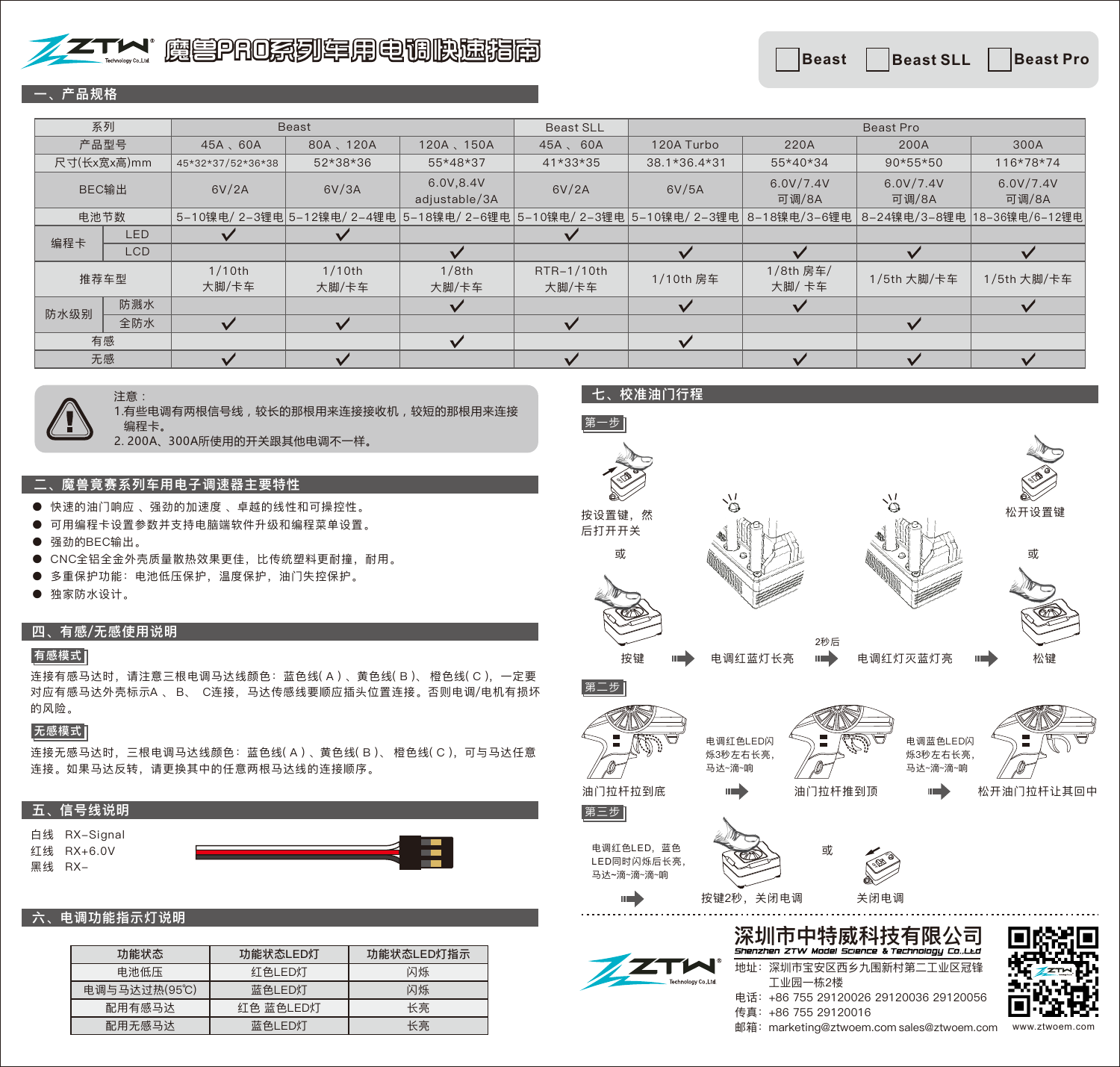# ZTW 魔兽PRO系列车用电调快速指南

☐ Beast ☐ Beast SLL ☐ Beast Pro

## 一、产品规格

| 系列 | | Beast | | | Beast SLL | Beast Pro | | | |
|---|---|---|---|---|---|---|---|---|---|
| 产品型号 | | 45A 、60A | 80A 、120A | 120A 、150A | 45A 、 60A | 120A Turbo | 220A | 200A | 300A |
| 尺寸(长x宽x高)mm | | 45*32*37/52*36*38 | 52*38*36 | 55*48*37 | 41*33*35 | 38.1*36.4*31 | 55*40*34 | 90*55*50 | 116*78*74 |
| BEC输出 | | 6V/2A | 6V/3A | 6.0V,8.4V adjustable/3A | 6V/2A | 6V/5A | 6.0V/7.4V 可调/8A | 6.0V/7.4V 可调/8A | 6.0V/7.4V 可调/8A |
| 电池节数 | | 5-10镍电/ 2-3锂电 | 5-12镍电/ 2-4锂电 | 5-18镍电/ 2-6锂电 | 5-10镍电/ 2-3锂电 | 5-10镍电/ 2-3锂电 | 8-18镍电/3-6锂电 | 8-24镍电/3-8锂电 | 18-36镍电/6-12锂电 |
| 编程卡 | LED | ✓ | ✓ | | ✓ | | | | |
| | LCD | | | ✓ | | ✓ | ✓ | ✓ | ✓ |
| 推荐车型 | | 1/10th 大脚/卡车 | 1/10th 大脚/卡车 | 1/8th 大脚/卡车 | RTR-1/10th 大脚/卡车 | 1/10th 房车 | 1/8th 房车/ 大脚/ 卡车 | 1/5th 大脚/卡车 | 1/5th 大脚/卡车 |
| 防水级别 | 防溅水 | | | ✓ | | ✓ | ✓ | | ✓ |
| | 全防水 | ✓ | ✓ | | ✓ | | | ✓ | |
| 有感 | | | | ✓ | | ✓ | | | |
| 无感 | | ✓ | ✓ | | ✓ | | ✓ | ✓ | ✓ |

注意：
1.有些电调有两根信号线，较长的那根用来连接接收机，较短的那根用来连接编程卡。
2. 200A、300A所使用的开关跟其他电调不一样。

## 二、魔兽竞赛系列车用电子调速器主要特性

- 快速的油门响应 、强劲的加速度 、卓越的线性和可操控性。
- 可用编程卡设置参数并支持电脑端软件升级和编程菜单设置。
- 强劲的BEC输出。
- CNC全铝全金外壳质量散热效果更佳，比传统塑料更耐撞，耐用。
- 多重保护功能：电池低压保护，温度保护，油门失控保护。
- 独家防水设计。

## 四、有感/无感使用说明

**有感模式**

连接有感马达时，请注意三根电调马达线颜色：蓝色线( A )、黄色线( B )、 橙色线( C )，一定要对应有感马达外壳标示A 、 B、 C连接，马达传感线要顺应插头位置连接。否则电调/电机有损坏的风险。

**无感模式**

连接无感马达时，三根电调马达线颜色：蓝色线( A )、黄色线( B )、 橙色线( C )，可与马达任意连接。如果马达反转，请更换其中的任意两根马达线的连接顺序。

## 五、信号线说明

白线 RX-Signal
红线 RX+6.0V
黑线 RX-

## 六、电调功能指示灯说明

| 功能状态 | 功能状态LED灯 | 功能状态LED灯指示 |
|---|---|---|
| 电池低压 | 红色LED灯 | 闪烁 |
| 电调与马达过热(95℃) | 蓝色LED灯 | 闪烁 |
| 配用有感马达 | 红色 蓝色LED灯 | 长亮 |
| 配用无感马达 | 蓝色LED灯 | 长亮 |

## 七、校准油门行程

**第一步**

按设置键，然后打开开关 或 按键 → 电调红蓝灯长亮 → 2秒后 电调红灯灭蓝灯亮 → 松开设置键 或 松键

**第二步**

油门拉杆拉到底 → 电调红色LED闪烁3秒左右长亮，马达~滴~响 → 油门拉杆推到顶 → 电调蓝色LED闪烁3秒左右长亮，马达~滴~滴~响 → 松开油门拉杆让其回中

**第三步**

电调红色LED，蓝色LED同时闪烁后长亮，马达~滴~滴~滴~响 → 按键2秒，关闭电调 或 关闭电调

---

**深圳市中特威科技有限公司**
Shenzhen ZTW Model Science & Technology Co.,Ltd

地址：深圳市宝安区西乡九围新村第二工业区冠锋工业园一栋2楼
电话：+86 755 29120026 29120036 29120056
传真：+86 755 29120016
邮箱：marketing@ztwoem.com sales@ztwoem.com

www.ztwoem.com